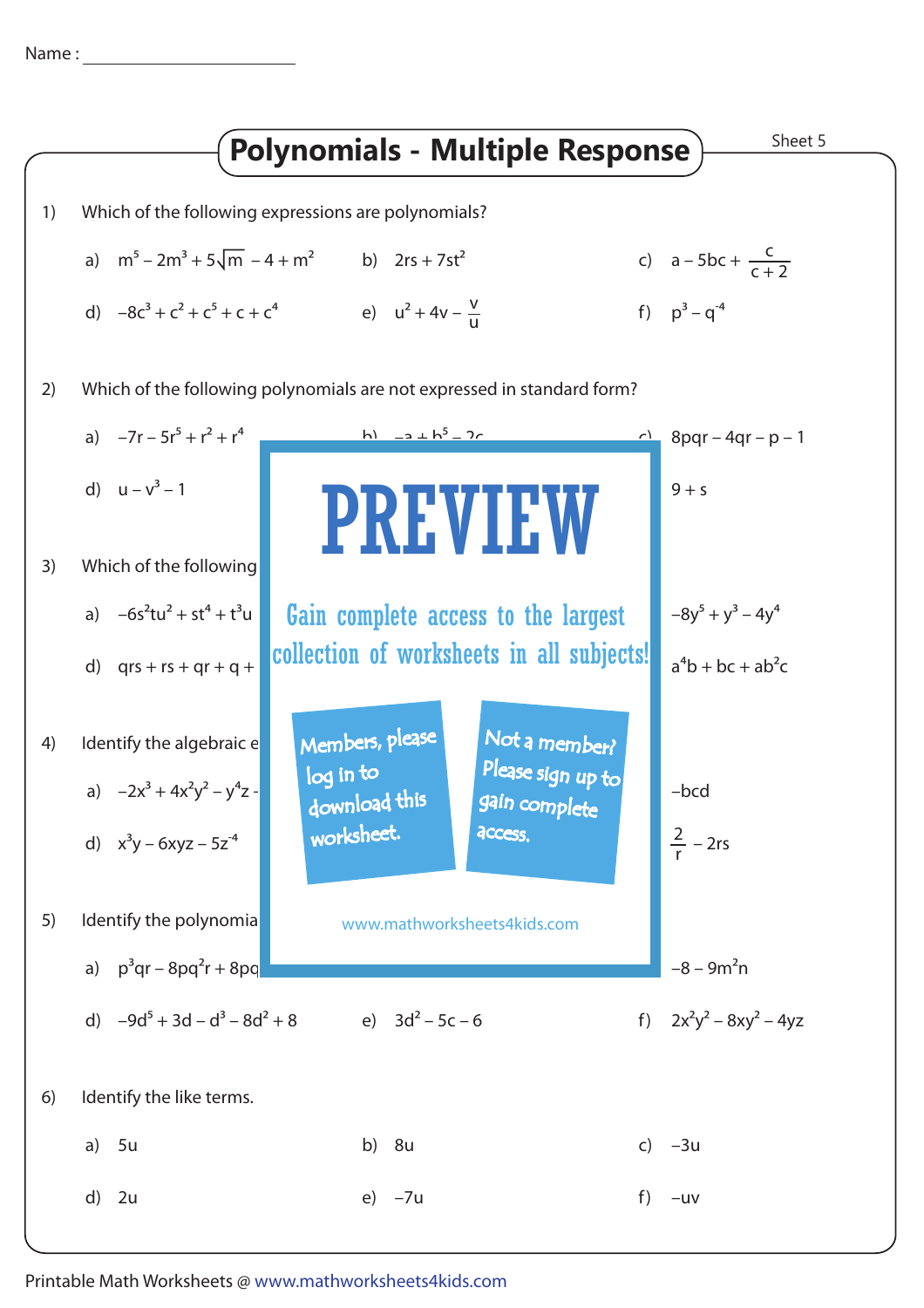Name : ____________________

# Polynomials - Multiple Response

Sheet 5

1) Which of the following expressions are polynomials?

a) $m^5 - 2m^3 + 5\sqrt{m} - 4 + m^2$ b) $2rs + 7st^2$ c) $a - 5bc + \frac{c}{c+2}$

d) $-8c^3 + c^2 + c^5 + c + c^4$ e) $u^2 + 4v - \frac{v}{u}$ f) $p^3 - q^{-4}$

2) Which of the following polynomials are not expressed in standard form?

a) $-7r - 5r^5 + r^2 + r^4$ b) $-a + b^5 - 2c$ c) $8pqr - 4qr - p - 1$

d) $u - v^3 - 1$ f) $9 + s$

PREVIEW

Gain complete access to the largest collection of worksheets in all subjects!

Members, please log in to download this worksheet.

Not a member? Please sign up to gain complete access.

www.mathworksheets4kids.com

3) Which of the following

a) $-6s^2tu^2 + st^4 + t^3u$ c) $-8y^5 + y^3 - 4y^4$

d) $qrs + rs + qr + q +$ f) $a^4b + bc + ab^2c$

4) Identify the algebraic e

a) $-2x^3 + 4x^2y^2 - y^4z$ c) $-bcd$

d) $x^3y - 6xyz - 5z^{-4}$ f) $\frac{2}{r} - 2rs$

5) Identify the polynomia

a) $p^3qr - 8pq^2r + 8pq$ c) $-8 - 9m^2n$

d) $-9d^5 + 3d - d^3 - 8d^2 + 8$ e) $3d^2 - 5c - 6$ f) $2x^2y^2 - 8xy^2 - 4yz$

6) Identify the like terms.

a) $5u$ b) $8u$ c) $-3u$

d) $2u$ e) $-7u$ f) $-uv$

Printable Math Worksheets @ www.mathworksheets4kids.com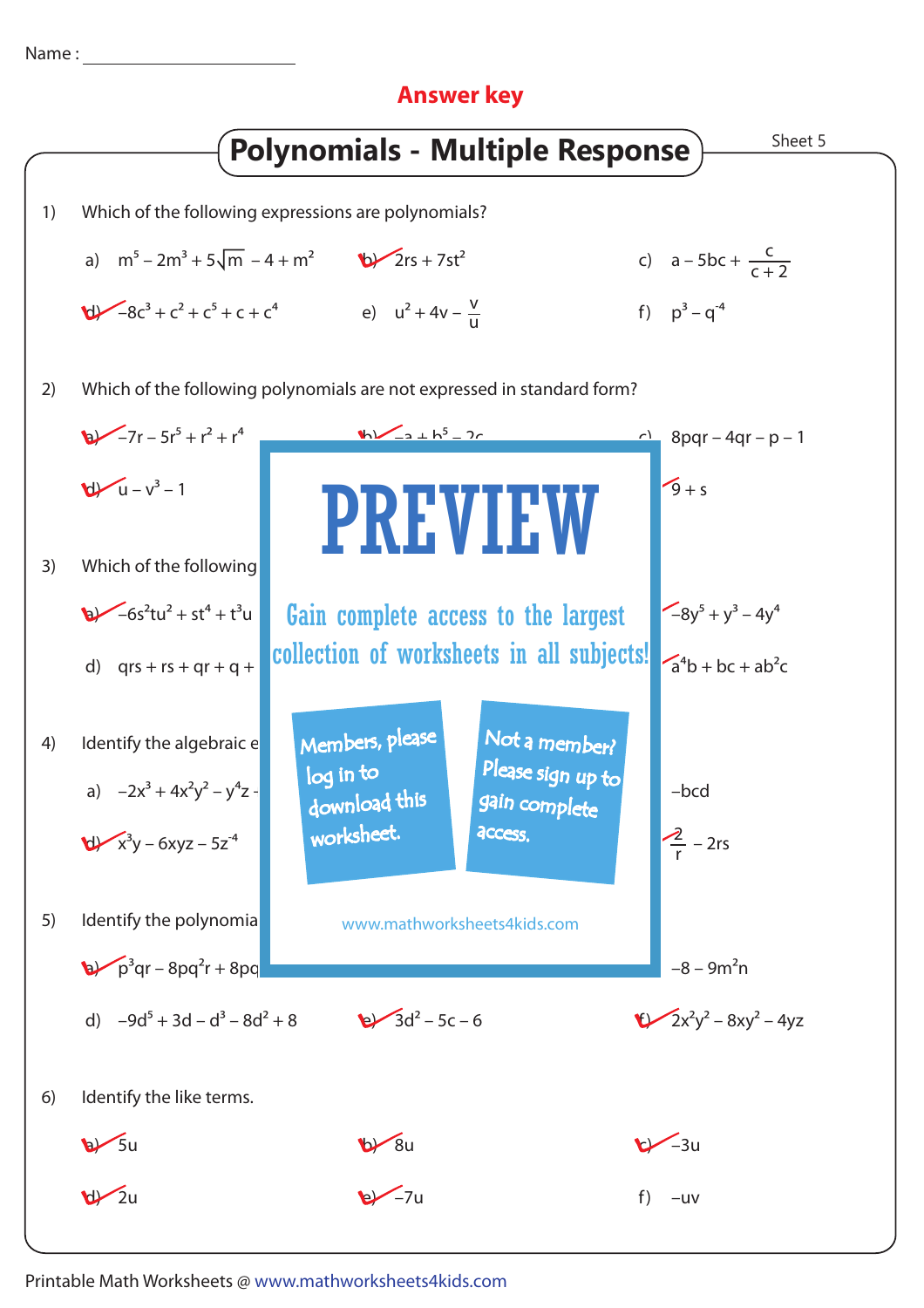Name : ____________________

**Answer key**

# Polynomials - Multiple Response

Sheet 5

1) Which of the following expressions are polynomials?

a) $m^5 - 2m^3 + 5\sqrt{m} - 4 + m^2$ b) ✓ $2rs + 7st^2$ c) $a - 5bc + \frac{c}{c+2}$

d) ✓ $-8c^3 + c^2 + c^5 + c + c^4$ e) $u^2 + 4v - \frac{v}{u}$ f) $p^3 - q^{-4}$

2) Which of the following polynomials are not expressed in standard form?

a) ✓ $-7r - 5r^5 + r^2 + r^4$ b) ✓ $-a + b^5 - 2c$ c) $8pqr - 4qr - p - 1$

d) ✓ $u - v^3 - 1$ ✓ $9 + s$

3) Which of the following

a) ✓ $-6s^2tu^2 + st^4 + t^3u$ ✓ $-8y^5 + y^3 - 4y^4$

d) $qrs + rs + qr + q +$ ✓ $a^4b + bc + ab^2c$

**PREVIEW**

Gain complete access to the largest collection of worksheets in all subjects!

Members, please log in to download this worksheet.

Not a member? Please sign up to gain complete access.

www.mathworksheets4kids.com

4) Identify the algebraic e

a) $-2x^3 + 4x^2y^2 - y^4z$ - $-bcd$

d) ✓ $x^3y - 6xyz - 5z^{-4}$ ✓ $\frac{2}{r} - 2rs$

5) Identify the polynomia

a) ✓ $p^3qr - 8pq^2r + 8pq$ $-8 - 9m^2n$

d) $-9d^5 + 3d - d^3 - 8d^2 + 8$ e) ✓ $3d^2 - 5c - 6$ f) ✓ $2x^2y^2 - 8xy^2 - 4yz$

6) Identify the like terms.

a) ✓ $5u$ b) ✓ $8u$ c) ✓ $-3u$

d) ✓ $2u$ e) ✓ $-7u$ f) $-uv$

Printable Math Worksheets @ www.mathworksheets4kids.com